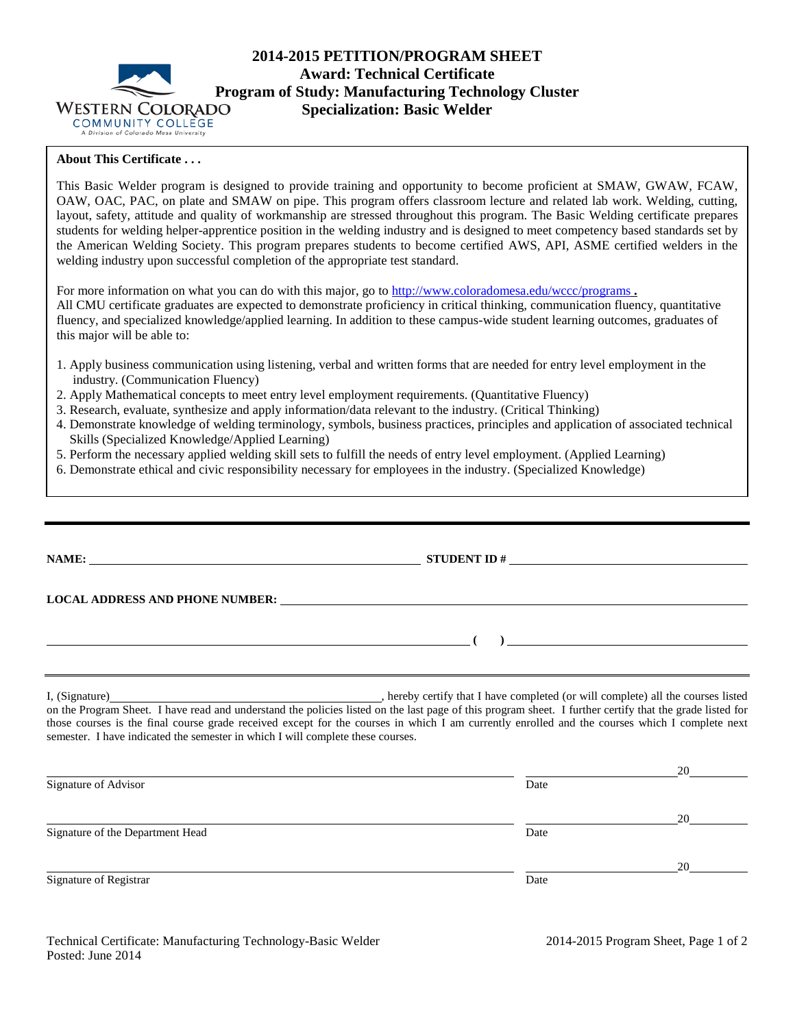# 2014-2015 PETITION/PROGRAM SHEET
## Award: Technical Certificate
## Program of Study: Manufacturing Technology Cluster
## Specialization: Basic Welder

Western Colorado Community College
A Division of Colorado Mesa University

**About This Certificate . . .**

This Basic Welder program is designed to provide training and opportunity to become proficient at SMAW, GWAW, FCAW, OAW, OAC, PAC, on plate and SMAW on pipe. This program offers classroom lecture and related lab work. Welding, cutting, layout, safety, attitude and quality of workmanship are stressed throughout this program. The Basic Welding certificate prepares students for welding helper-apprentice position in the welding industry and is designed to meet competency based standards set by the American Welding Society. This program prepares students to become certified AWS, API, ASME certified welders in the welding industry upon successful completion of the appropriate test standard.

For more information on what you can do with this major, go to http://www.coloradomesa.edu/wccc/programs .
All CMU certificate graduates are expected to demonstrate proficiency in critical thinking, communication fluency, quantitative fluency, and specialized knowledge/applied learning. In addition to these campus-wide student learning outcomes, graduates of this major will be able to:

1. Apply business communication using listening, verbal and written forms that are needed for entry level employment in the industry. (Communication Fluency)
2. Apply Mathematical concepts to meet entry level employment requirements. (Quantitative Fluency)
3. Research, evaluate, synthesize and apply information/data relevant to the industry. (Critical Thinking)
4. Demonstrate knowledge of welding terminology, symbols, business practices, principles and application of associated technical Skills (Specialized Knowledge/Applied Learning)
5. Perform the necessary applied welding skill sets to fulfill the needs of entry level employment. (Applied Learning)
6. Demonstrate ethical and civic responsibility necessary for employees in the industry. (Specialized Knowledge)

---

**NAME:** ______________________________ **STUDENT ID #** ______________________________

**LOCAL ADDRESS AND PHONE NUMBER:** ______________________________

______________________________ **( )** ______________________________

I, (Signature)______________________________, hereby certify that I have completed (or will complete) all the courses listed on the Program Sheet. I have read and understand the policies listed on the last page of this program sheet. I further certify that the grade listed for those courses is the final course grade received except for the courses in which I am currently enrolled and the courses which I complete next semester. I have indicated the semester in which I will complete these courses.

______________________________ Signature of Advisor ______________ Date 20____

______________________________ Signature of the Department Head ______________ Date 20____

______________________________ Signature of Registrar ______________ Date 20____

Technical Certificate: Manufacturing Technology-Basic Welder
Posted: June 2014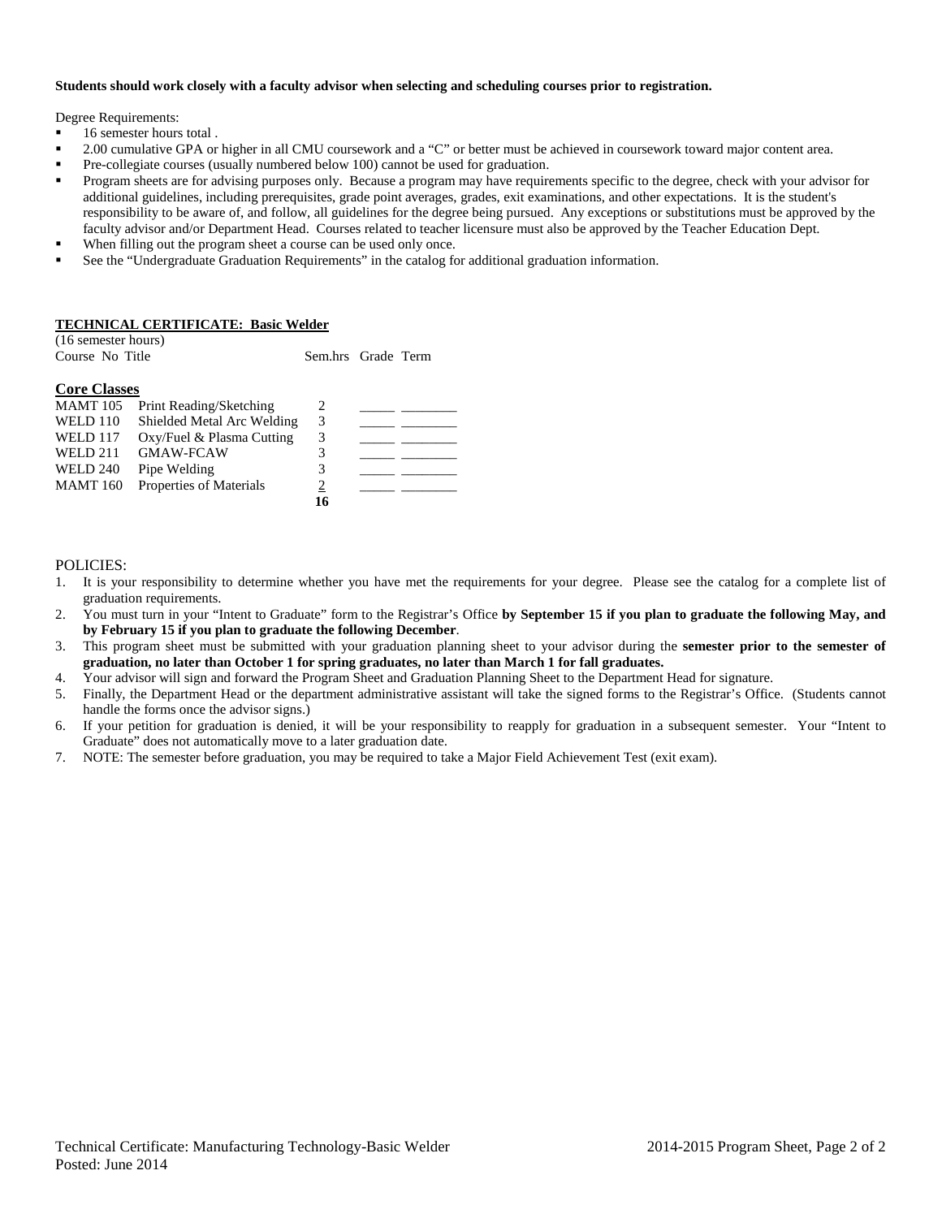**Students should work closely with a faculty advisor when selecting and scheduling courses prior to registration.**

Degree Requirements:

- 16 semester hours total .
- 2.00 cumulative GPA or higher in all CMU coursework and a "C" or better must be achieved in coursework toward major content area.
- Pre-collegiate courses (usually numbered below 100) cannot be used for graduation.
- Program sheets are for advising purposes only. Because a program may have requirements specific to the degree, check with your advisor for additional guidelines, including prerequisites, grade point averages, grades, exit examinations, and other expectations. It is the student's responsibility to be aware of, and follow, all guidelines for the degree being pursued. Any exceptions or substitutions must be approved by the faculty advisor and/or Department Head. Courses related to teacher licensure must also be approved by the Teacher Education Dept.
- When filling out the program sheet a course can be used only once.
- See the "Undergraduate Graduation Requirements" in the catalog for additional graduation information.

**TECHNICAL CERTIFICATE: Basic Welder**

(16 semester hours)

**Core Classes**

| Course No | Title | Sem.hrs | Grade | Term |
|---|---|---|---|---|
| MAMT 105 | Print Reading/Sketching | 2 | _____ | ________ |
| WELD 110 | Shielded Metal Arc Welding | 3 | _____ | ________ |
| WELD 117 | Oxy/Fuel & Plasma Cutting | 3 | _____ | ________ |
| WELD 211 | GMAW-FCAW | 3 | _____ | ________ |
| WELD 240 | Pipe Welding | 3 | _____ | ________ |
| MAMT 160 | Properties of Materials | 2 | _____ | ________ |
| | | **16** | | |

POLICIES:

1. It is your responsibility to determine whether you have met the requirements for your degree. Please see the catalog for a complete list of graduation requirements.
2. You must turn in your "Intent to Graduate" form to the Registrar's Office **by September 15 if you plan to graduate the following May, and by February 15 if you plan to graduate the following December**.
3. This program sheet must be submitted with your graduation planning sheet to your advisor during the **semester prior to the semester of graduation, no later than October 1 for spring graduates, no later than March 1 for fall graduates.**
4. Your advisor will sign and forward the Program Sheet and Graduation Planning Sheet to the Department Head for signature.
5. Finally, the Department Head or the department administrative assistant will take the signed forms to the Registrar's Office. (Students cannot handle the forms once the advisor signs.)
6. If your petition for graduation is denied, it will be your responsibility to reapply for graduation in a subsequent semester. Your "Intent to Graduate" does not automatically move to a later graduation date.
7. NOTE: The semester before graduation, you may be required to take a Major Field Achievement Test (exit exam).

Technical Certificate: Manufacturing Technology-Basic Welder

Posted: June 2014